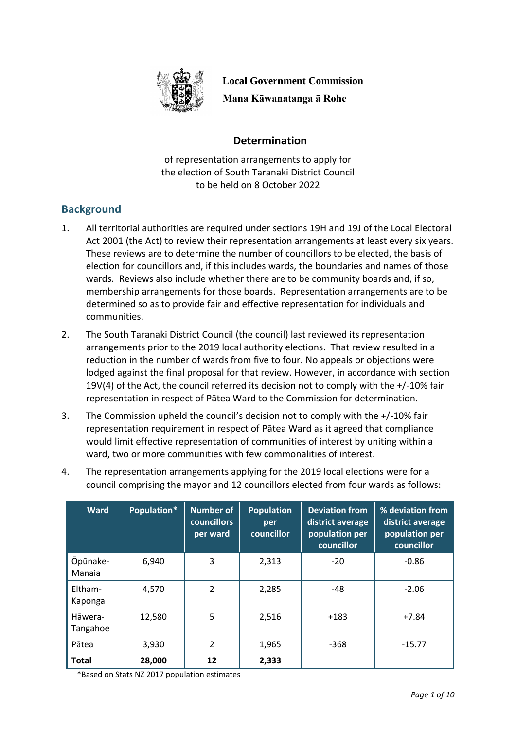**Local Government Commission**

**Mana Kāwanatanga ā Rohe**

# Determination

of representation arrangements to apply for the election of South Taranaki District Council to be held on 8 October 2022

## Background

1. All territorial authorities are required under sections 19H and 19J of the Local Electoral Act 2001 (the Act) to review their representation arrangements at least every six years. These reviews are to determine the number of councillors to be elected, the basis of election for councillors and, if this includes wards, the boundaries and names of those wards. Reviews also include whether there are to be community boards and, if so, membership arrangements for those boards. Representation arrangements are to be determined so as to provide fair and effective representation for individuals and communities.

2. The South Taranaki District Council (the council) last reviewed its representation arrangements prior to the 2019 local authority elections. That review resulted in a reduction in the number of wards from five to four. No appeals or objections were lodged against the final proposal for that review. However, in accordance with section 19V(4) of the Act, the council referred its decision not to comply with the +/-10% fair representation in respect of Pātea Ward to the Commission for determination.

3. The Commission upheld the council's decision not to comply with the +/-10% fair representation requirement in respect of Pātea Ward as it agreed that compliance would limit effective representation of communities of interest by uniting within a ward, two or more communities with few commonalities of interest.

4. The representation arrangements applying for the 2019 local elections were for a council comprising the mayor and 12 councillors elected from four wards as follows:

| Ward | Population* | Number of councillors per ward | Population per councillor | Deviation from district average population per councillor | % deviation from district average population per councillor |
|---|---|---|---|---|---|
| Ōpūnake-Manaia | 6,940 | 3 | 2,313 | -20 | -0.86 |
| Eltham-Kaponga | 4,570 | 2 | 2,285 | -48 | -2.06 |
| Hāwera-Tangahoe | 12,580 | 5 | 2,516 | +183 | +7.84 |
| Pātea | 3,930 | 2 | 1,965 | -368 | -15.77 |
| **Total** | **28,000** | **12** | **2,333** | | |

*Based on Stats NZ 2017 population estimates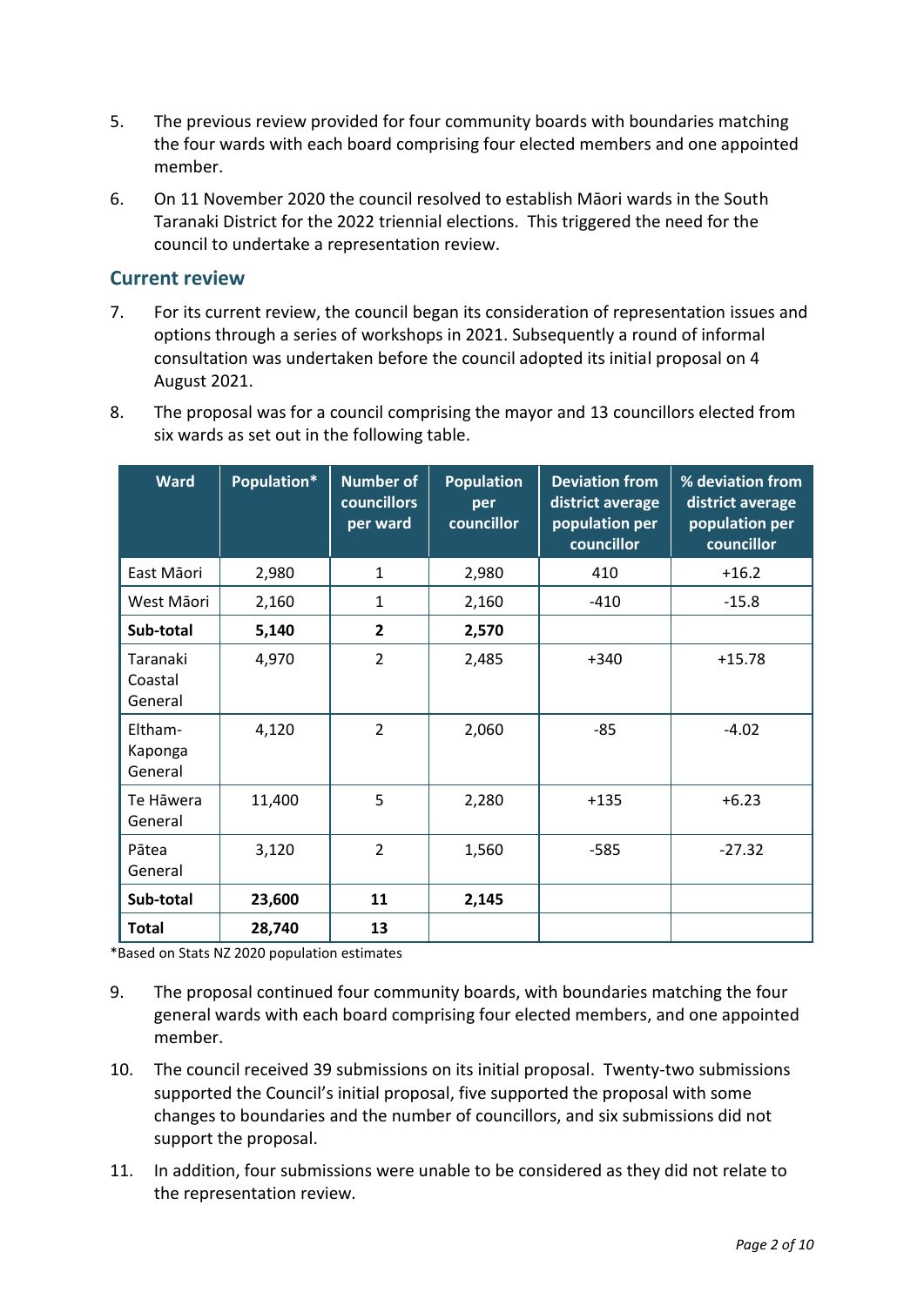5. The previous review provided for four community boards with boundaries matching the four wards with each board comprising four elected members and one appointed member.

6. On 11 November 2020 the council resolved to establish Māori wards in the South Taranaki District for the 2022 triennial elections. This triggered the need for the council to undertake a representation review.

## Current review

7. For its current review, the council began its consideration of representation issues and options through a series of workshops in 2021. Subsequently a round of informal consultation was undertaken before the council adopted its initial proposal on 4 August 2021.

8. The proposal was for a council comprising the mayor and 13 councillors elected from six wards as set out in the following table.

| Ward | Population* | Number of councillors per ward | Population per councillor | Deviation from district average population per councillor | % deviation from district average population per councillor |
|---|---|---|---|---|---|
| East Māori | 2,980 | 1 | 2,980 | 410 | +16.2 |
| West Māori | 2,160 | 1 | 2,160 | -410 | -15.8 |
| **Sub-total** | **5,140** | **2** | **2,570** | | |
| Taranaki Coastal General | 4,970 | 2 | 2,485 | +340 | +15.78 |
| Eltham-Kaponga General | 4,120 | 2 | 2,060 | -85 | -4.02 |
| Te Hāwera General | 11,400 | 5 | 2,280 | +135 | +6.23 |
| Pātea General | 3,120 | 2 | 1,560 | -585 | -27.32 |
| **Sub-total** | **23,600** | **11** | **2,145** | | |
| **Total** | **28,740** | **13** | | | |

*Based on Stats NZ 2020 population estimates

9. The proposal continued four community boards, with boundaries matching the four general wards with each board comprising four elected members, and one appointed member.

10. The council received 39 submissions on its initial proposal. Twenty-two submissions supported the Council's initial proposal, five supported the proposal with some changes to boundaries and the number of councillors, and six submissions did not support the proposal.

11. In addition, four submissions were unable to be considered as they did not relate to the representation review.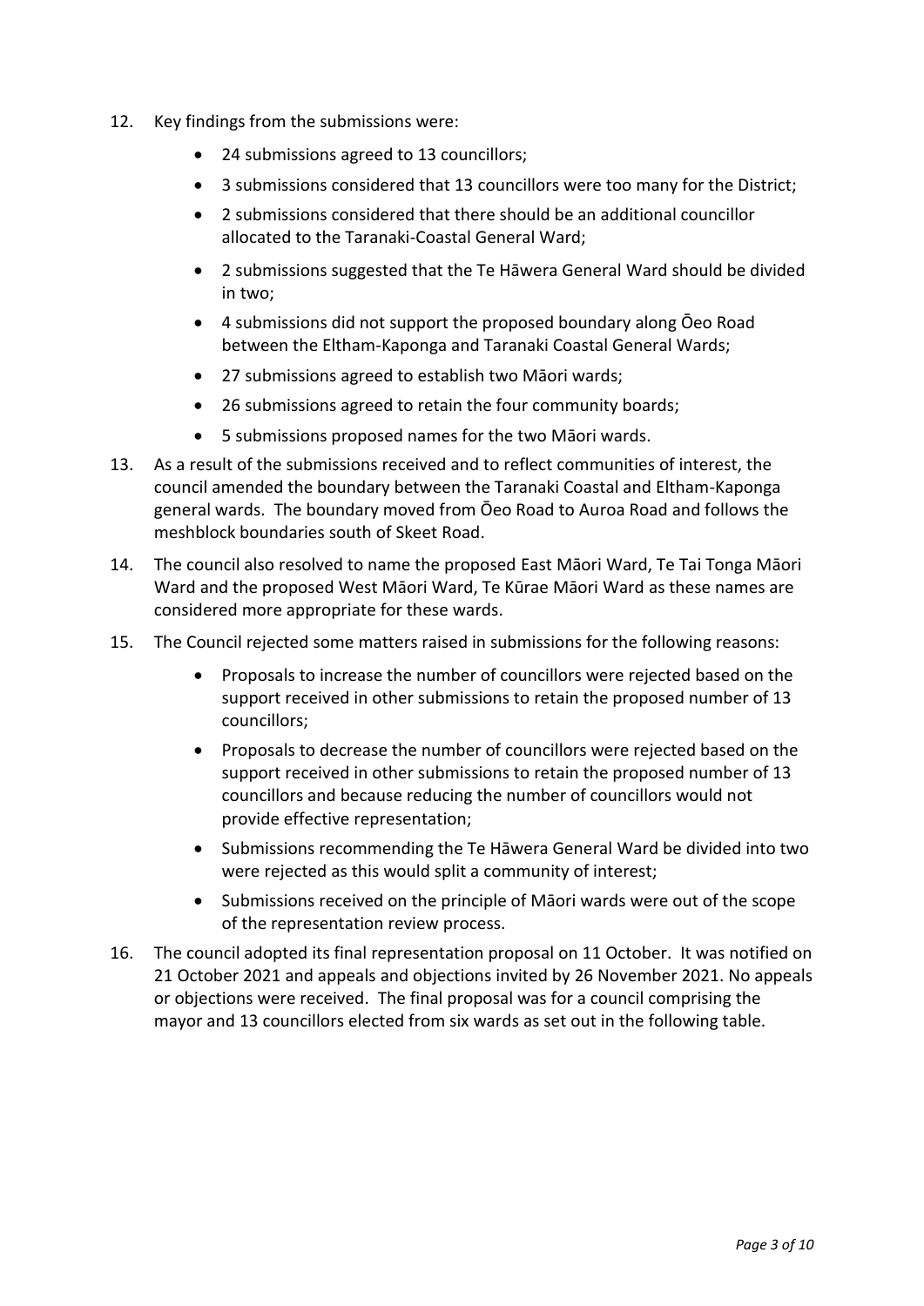12. Key findings from the submissions were:
    - 24 submissions agreed to 13 councillors;
    - 3 submissions considered that 13 councillors were too many for the District;
    - 2 submissions considered that there should be an additional councillor allocated to the Taranaki-Coastal General Ward;
    - 2 submissions suggested that the Te Hāwera General Ward should be divided in two;
    - 4 submissions did not support the proposed boundary along Ōeo Road between the Eltham-Kaponga and Taranaki Coastal General Wards;
    - 27 submissions agreed to establish two Māori wards;
    - 26 submissions agreed to retain the four community boards;
    - 5 submissions proposed names for the two Māori wards.
13. As a result of the submissions received and to reflect communities of interest, the council amended the boundary between the Taranaki Coastal and Eltham-Kaponga general wards. The boundary moved from Ōeo Road to Auroa Road and follows the meshblock boundaries south of Skeet Road.
14. The council also resolved to name the proposed East Māori Ward, Te Tai Tonga Māori Ward and the proposed West Māori Ward, Te Kūrae Māori Ward as these names are considered more appropriate for these wards.
15. The Council rejected some matters raised in submissions for the following reasons:
    - Proposals to increase the number of councillors were rejected based on the support received in other submissions to retain the proposed number of 13 councillors;
    - Proposals to decrease the number of councillors were rejected based on the support received in other submissions to retain the proposed number of 13 councillors and because reducing the number of councillors would not provide effective representation;
    - Submissions recommending the Te Hāwera General Ward be divided into two were rejected as this would split a community of interest;
    - Submissions received on the principle of Māori wards were out of the scope of the representation review process.
16. The council adopted its final representation proposal on 11 October. It was notified on 21 October 2021 and appeals and objections invited by 26 November 2021. No appeals or objections were received. The final proposal was for a council comprising the mayor and 13 councillors elected from six wards as set out in the following table.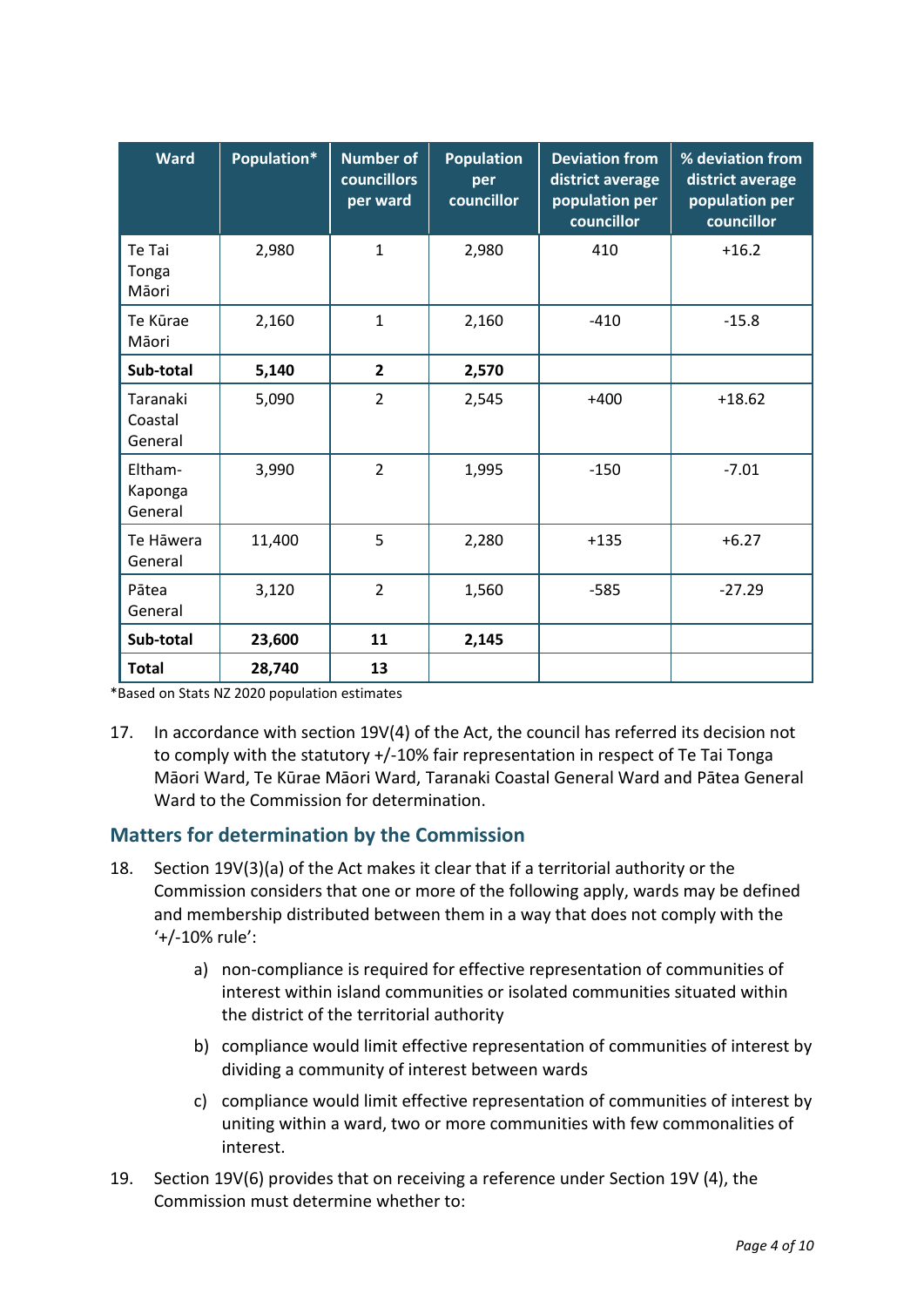| Ward | Population* | Number of councillors per ward | Population per councillor | Deviation from district average population per councillor | % deviation from district average population per councillor |
|---|---|---|---|---|---|
| Te Tai Tonga Māori | 2,980 | 1 | 2,980 | 410 | +16.2 |
| Te Kūrae Māori | 2,160 | 1 | 2,160 | -410 | -15.8 |
| **Sub-total** | **5,140** | **2** | **2,570** | | |
| Taranaki Coastal General | 5,090 | 2 | 2,545 | +400 | +18.62 |
| Eltham-Kaponga General | 3,990 | 2 | 1,995 | -150 | -7.01 |
| Te Hāwera General | 11,400 | 5 | 2,280 | +135 | +6.27 |
| Pātea General | 3,120 | 2 | 1,560 | -585 | -27.29 |
| **Sub-total** | **23,600** | **11** | **2,145** | | |
| **Total** | **28,740** | **13** | | | |

*Based on Stats NZ 2020 population estimates

17. In accordance with section 19V(4) of the Act, the council has referred its decision not to comply with the statutory +/-10% fair representation in respect of Te Tai Tonga Māori Ward, Te Kūrae Māori Ward, Taranaki Coastal General Ward and Pātea General Ward to the Commission for determination.

## Matters for determination by the Commission

18. Section 19V(3)(a) of the Act makes it clear that if a territorial authority or the Commission considers that one or more of the following apply, wards may be defined and membership distributed between them in a way that does not comply with the '+/-10% rule':

    a) non-compliance is required for effective representation of communities of interest within island communities or isolated communities situated within the district of the territorial authority

    b) compliance would limit effective representation of communities of interest by dividing a community of interest between wards

    c) compliance would limit effective representation of communities of interest by uniting within a ward, two or more communities with few commonalities of interest.

19. Section 19V(6) provides that on receiving a reference under Section 19V (4), the Commission must determine whether to: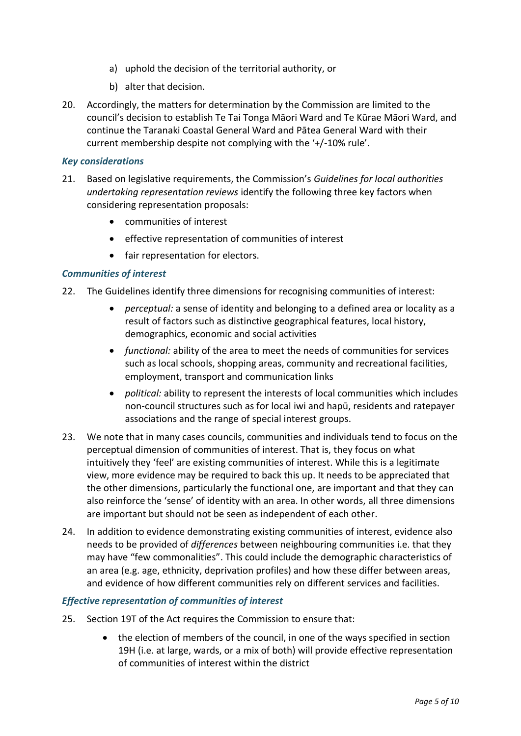a) uphold the decision of the territorial authority, or
b) alter that decision.

20. Accordingly, the matters for determination by the Commission are limited to the council's decision to establish Te Tai Tonga Māori Ward and Te Kūrae Māori Ward, and continue the Taranaki Coastal General Ward and Pātea General Ward with their current membership despite not complying with the '+/-10% rule'.

### *Key considerations*

21. Based on legislative requirements, the Commission's *Guidelines for local authorities undertaking representation reviews* identify the following three key factors when considering representation proposals:
    - communities of interest
    - effective representation of communities of interest
    - fair representation for electors.

### *Communities of interest*

22. The Guidelines identify three dimensions for recognising communities of interest:
    - *perceptual:* a sense of identity and belonging to a defined area or locality as a result of factors such as distinctive geographical features, local history, demographics, economic and social activities
    - *functional:* ability of the area to meet the needs of communities for services such as local schools, shopping areas, community and recreational facilities, employment, transport and communication links
    - *political:* ability to represent the interests of local communities which includes non-council structures such as for local iwi and hapū, residents and ratepayer associations and the range of special interest groups.

23. We note that in many cases councils, communities and individuals tend to focus on the perceptual dimension of communities of interest. That is, they focus on what intuitively they 'feel' are existing communities of interest. While this is a legitimate view, more evidence may be required to back this up. It needs to be appreciated that the other dimensions, particularly the functional one, are important and that they can also reinforce the 'sense' of identity with an area. In other words, all three dimensions are important but should not be seen as independent of each other.

24. In addition to evidence demonstrating existing communities of interest, evidence also needs to be provided of *differences* between neighbouring communities i.e. that they may have "few commonalities". This could include the demographic characteristics of an area (e.g. age, ethnicity, deprivation profiles) and how these differ between areas, and evidence of how different communities rely on different services and facilities.

### *Effective representation of communities of interest*

25. Section 19T of the Act requires the Commission to ensure that:
    - the election of members of the council, in one of the ways specified in section 19H (i.e. at large, wards, or a mix of both) will provide effective representation of communities of interest within the district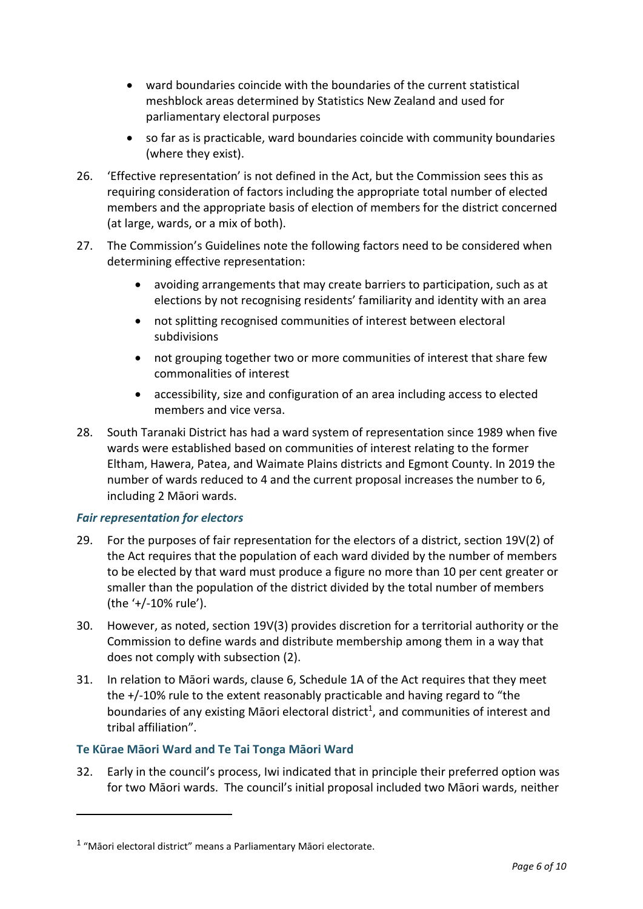- ward boundaries coincide with the boundaries of the current statistical meshblock areas determined by Statistics New Zealand and used for parliamentary electoral purposes
- so far as is practicable, ward boundaries coincide with community boundaries (where they exist).

26. 'Effective representation' is not defined in the Act, but the Commission sees this as requiring consideration of factors including the appropriate total number of elected members and the appropriate basis of election of members for the district concerned (at large, wards, or a mix of both).

27. The Commission's Guidelines note the following factors need to be considered when determining effective representation:

    - avoiding arrangements that may create barriers to participation, such as at elections by not recognising residents' familiarity and identity with an area
    - not splitting recognised communities of interest between electoral subdivisions
    - not grouping together two or more communities of interest that share few commonalities of interest
    - accessibility, size and configuration of an area including access to elected members and vice versa.

28. South Taranaki District has had a ward system of representation since 1989 when five wards were established based on communities of interest relating to the former Eltham, Hawera, Patea, and Waimate Plains districts and Egmont County. In 2019 the number of wards reduced to 4 and the current proposal increases the number to 6, including 2 Māori wards.

### *Fair representation for electors*

29. For the purposes of fair representation for the electors of a district, section 19V(2) of the Act requires that the population of each ward divided by the number of members to be elected by that ward must produce a figure no more than 10 per cent greater or smaller than the population of the district divided by the total number of members (the '+/-10% rule').

30. However, as noted, section 19V(3) provides discretion for a territorial authority or the Commission to define wards and distribute membership among them in a way that does not comply with subsection (2).

31. In relation to Māori wards, clause 6, Schedule 1A of the Act requires that they meet the +/-10% rule to the extent reasonably practicable and having regard to "the boundaries of any existing Māori electoral district[1], and communities of interest and tribal affiliation".

### Te Kūrae Māori Ward and Te Tai Tonga Māori Ward

32. Early in the council's process, Iwi indicated that in principle their preferred option was for two Māori wards. The council's initial proposal included two Māori wards, neither

[1] "Māori electoral district" means a Parliamentary Māori electorate.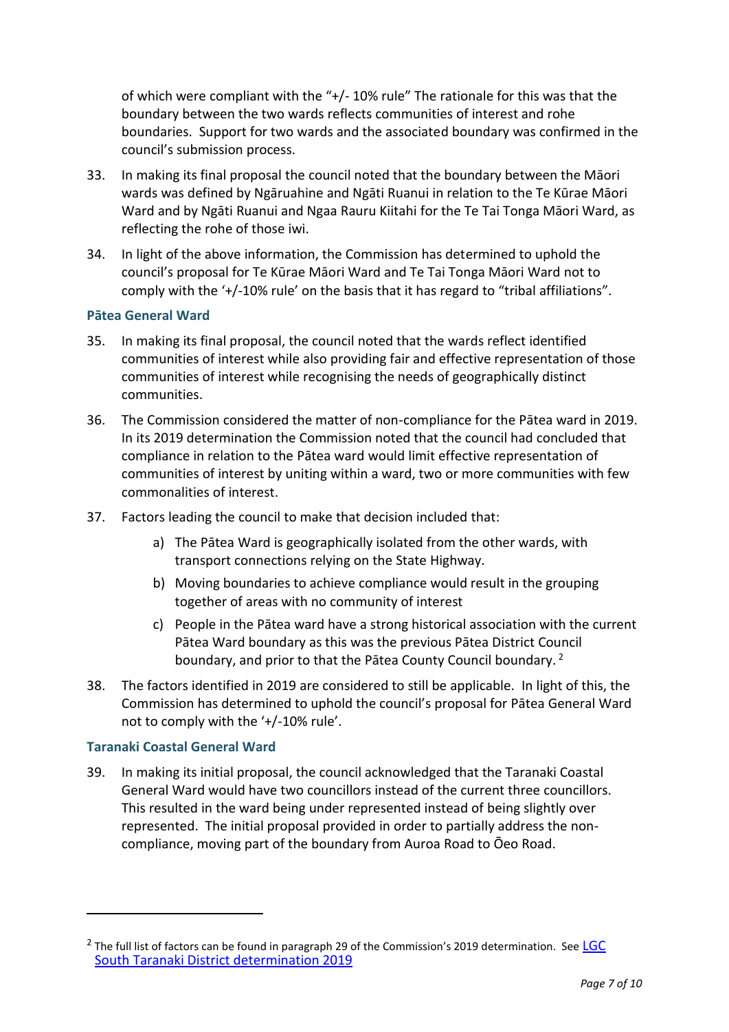of which were compliant with the "+/- 10% rule" The rationale for this was that the boundary between the two wards reflects communities of interest and rohe boundaries. Support for two wards and the associated boundary was confirmed in the council's submission process.

33. In making its final proposal the council noted that the boundary between the Māori wards was defined by Ngāruahine and Ngāti Ruanui in relation to the Te Kūrae Māori Ward and by Ngāti Ruanui and Ngaa Rauru Kiitahi for the Te Tai Tonga Māori Ward, as reflecting the rohe of those iwi.

34. In light of the above information, the Commission has determined to uphold the council's proposal for Te Kūrae Māori Ward and Te Tai Tonga Māori Ward not to comply with the '+/-10% rule' on the basis that it has regard to "tribal affiliations".

### Pātea General Ward

35. In making its final proposal, the council noted that the wards reflect identified communities of interest while also providing fair and effective representation of those communities of interest while recognising the needs of geographically distinct communities.

36. The Commission considered the matter of non-compliance for the Pātea ward in 2019. In its 2019 determination the Commission noted that the council had concluded that compliance in relation to the Pātea ward would limit effective representation of communities of interest by uniting within a ward, two or more communities with few commonalities of interest.

37. Factors leading the council to make that decision included that:

    a) The Pātea Ward is geographically isolated from the other wards, with transport connections relying on the State Highway.

    b) Moving boundaries to achieve compliance would result in the grouping together of areas with no community of interest

    c) People in the Pātea ward have a strong historical association with the current Pātea Ward boundary as this was the previous Pātea District Council boundary, and prior to that the Pātea County Council boundary. [2]

38. The factors identified in 2019 are considered to still be applicable. In light of this, the Commission has determined to uphold the council's proposal for Pātea General Ward not to comply with the '+/-10% rule'.

### Taranaki Coastal General Ward

39. In making its initial proposal, the council acknowledged that the Taranaki Coastal General Ward would have two councillors instead of the current three councillors. This resulted in the ward being under represented instead of being slightly over represented. The initial proposal provided in order to partially address the non-compliance, moving part of the boundary from Auroa Road to Ōeo Road.

---

[2] The full list of factors can be found in paragraph 29 of the Commission's 2019 determination. See LGC South Taranaki District determination 2019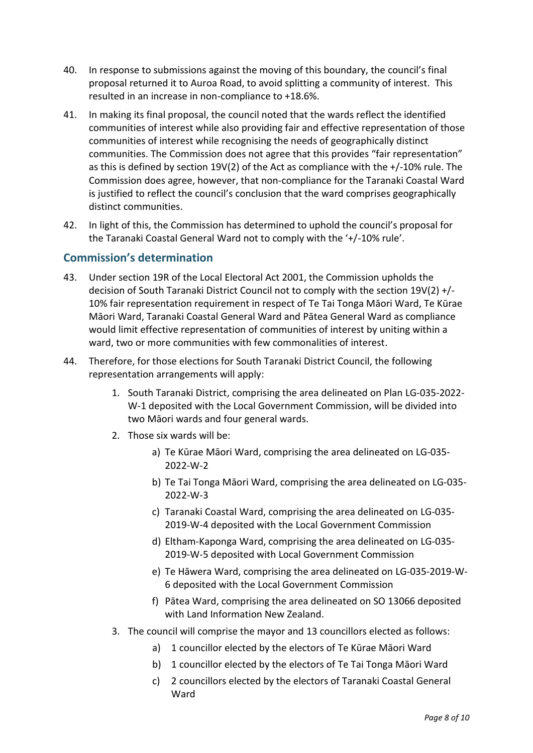40. In response to submissions against the moving of this boundary, the council's final proposal returned it to Auroa Road, to avoid splitting a community of interest. This resulted in an increase in non-compliance to +18.6%.

41. In making its final proposal, the council noted that the wards reflect the identified communities of interest while also providing fair and effective representation of those communities of interest while recognising the needs of geographically distinct communities. The Commission does not agree that this provides "fair representation" as this is defined by section 19V(2) of the Act as compliance with the +/-10% rule. The Commission does agree, however, that non-compliance for the Taranaki Coastal Ward is justified to reflect the council's conclusion that the ward comprises geographically distinct communities.

42. In light of this, the Commission has determined to uphold the council's proposal for the Taranaki Coastal General Ward not to comply with the '+/-10% rule'.

## Commission's determination

43. Under section 19R of the Local Electoral Act 2001, the Commission upholds the decision of South Taranaki District Council not to comply with the section 19V(2) +/-10% fair representation requirement in respect of Te Tai Tonga Māori Ward, Te Kūrae Māori Ward, Taranaki Coastal General Ward and Pātea General Ward as compliance would limit effective representation of communities of interest by uniting within a ward, two or more communities with few commonalities of interest.

44. Therefore, for those elections for South Taranaki District Council, the following representation arrangements will apply:

    1. South Taranaki District, comprising the area delineated on Plan LG-035-2022-W-1 deposited with the Local Government Commission, will be divided into two Māori wards and four general wards.
    2. Those six wards will be:
        a) Te Kūrae Māori Ward, comprising the area delineated on LG-035-2022-W-2
        b) Te Tai Tonga Māori Ward, comprising the area delineated on LG-035-2022-W-3
        c) Taranaki Coastal Ward, comprising the area delineated on LG-035-2019-W-4 deposited with the Local Government Commission
        d) Eltham-Kaponga Ward, comprising the area delineated on LG-035-2019-W-5 deposited with Local Government Commission
        e) Te Hāwera Ward, comprising the area delineated on LG-035-2019-W-6 deposited with the Local Government Commission
        f) Pātea Ward, comprising the area delineated on SO 13066 deposited with Land Information New Zealand.
    3. The council will comprise the mayor and 13 councillors elected as follows:
        a) 1 councillor elected by the electors of Te Kūrae Māori Ward
        b) 1 councillor elected by the electors of Te Tai Tonga Māori Ward
        c) 2 councillors elected by the electors of Taranaki Coastal General Ward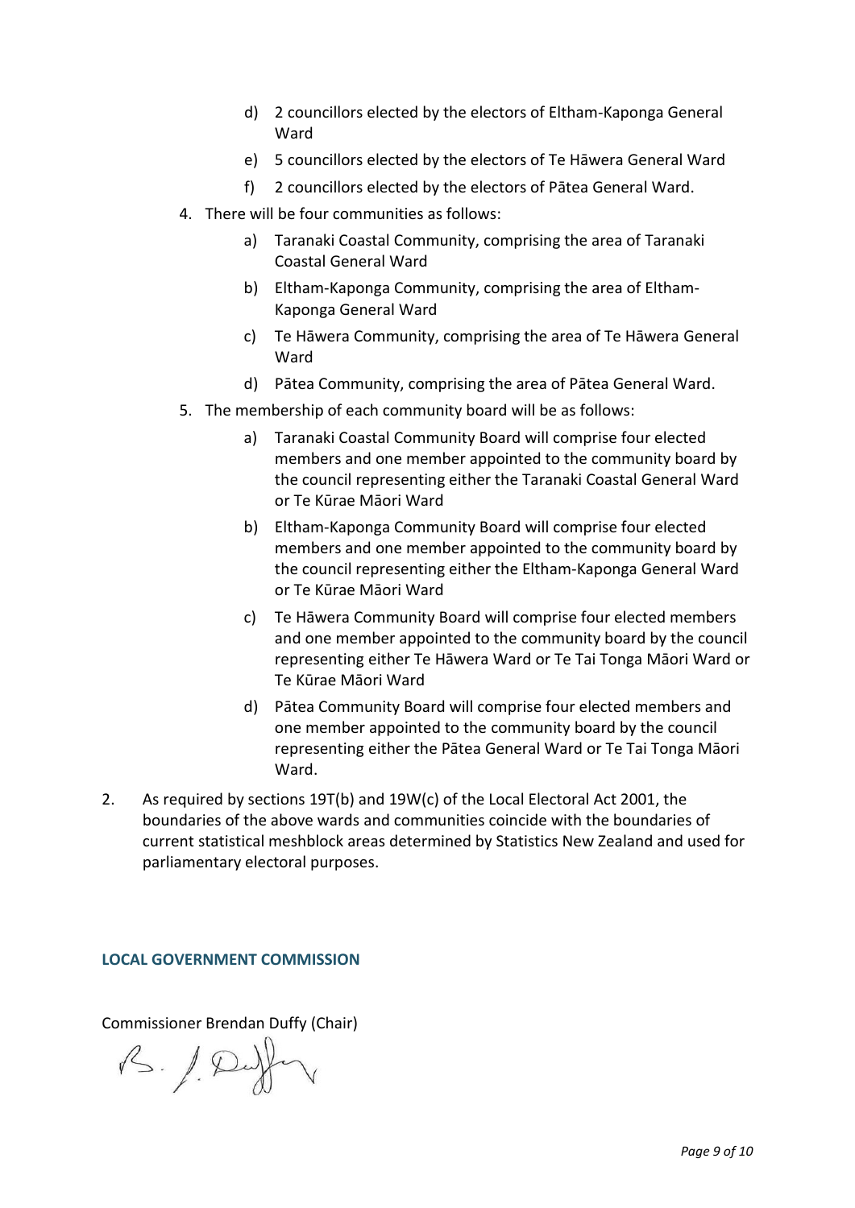d) 2 councillors elected by the electors of Eltham-Kaponga General Ward
   e) 5 councillors elected by the electors of Te Hāwera General Ward
   f) 2 councillors elected by the electors of Pātea General Ward.

4. There will be four communities as follows:
   a) Taranaki Coastal Community, comprising the area of Taranaki Coastal General Ward
   b) Eltham-Kaponga Community, comprising the area of Eltham-Kaponga General Ward
   c) Te Hāwera Community, comprising the area of Te Hāwera General Ward
   d) Pātea Community, comprising the area of Pātea General Ward.

5. The membership of each community board will be as follows:
   a) Taranaki Coastal Community Board will comprise four elected members and one member appointed to the community board by the council representing either the Taranaki Coastal General Ward or Te Kūrae Māori Ward
   b) Eltham-Kaponga Community Board will comprise four elected members and one member appointed to the community board by the council representing either the Eltham-Kaponga General Ward or Te Kūrae Māori Ward
   c) Te Hāwera Community Board will comprise four elected members and one member appointed to the community board by the council representing either Te Hāwera Ward or Te Tai Tonga Māori Ward or Te Kūrae Māori Ward
   d) Pātea Community Board will comprise four elected members and one member appointed to the community board by the council representing either the Pātea General Ward or Te Tai Tonga Māori Ward.

2. As required by sections 19T(b) and 19W(c) of the Local Electoral Act 2001, the boundaries of the above wards and communities coincide with the boundaries of current statistical meshblock areas determined by Statistics New Zealand and used for parliamentary electoral purposes.

**LOCAL GOVERNMENT COMMISSION**

Commissioner Brendan Duffy (Chair)

B. J. Duffy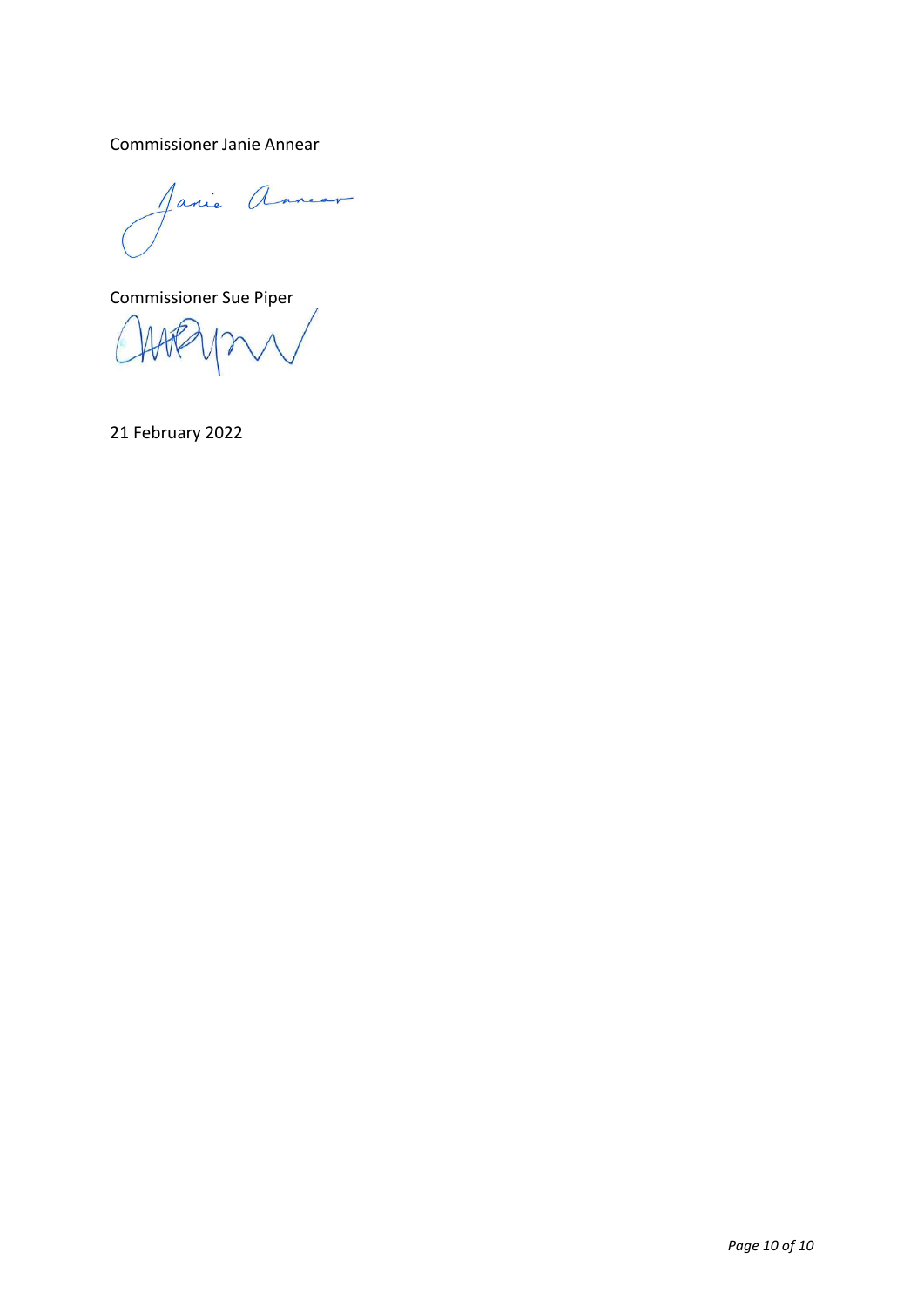Commissioner Janie Annear

Commissioner Sue Piper

21 February 2022